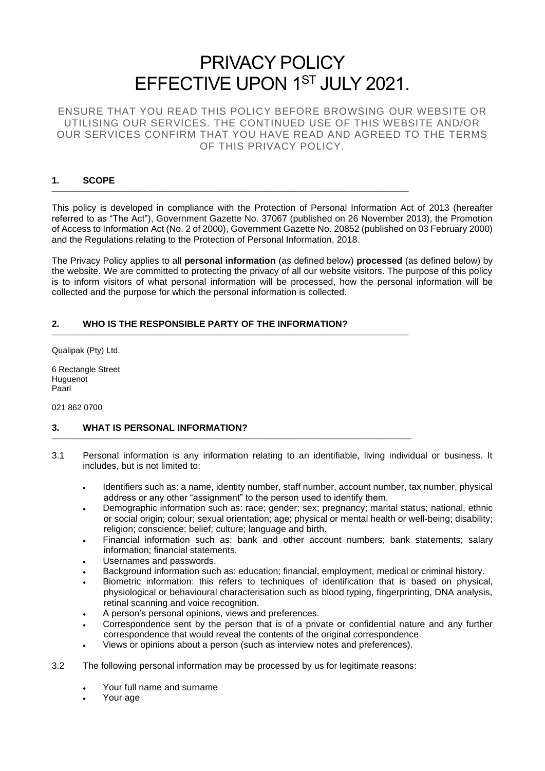# PRIVACY POLICY
# EFFECTIVE UPON 1ST JULY 2021.

ENSURE THAT YOU READ THIS POLICY BEFORE BROWSING OUR WEBSITE OR UTILISING OUR SERVICES. THE CONTINUED USE OF THIS WEBSITE AND/OR OUR SERVICES CONFIRM THAT YOU HAVE READ AND AGREED TO THE TERMS OF THIS PRIVACY POLICY.

## 1. SCOPE

This policy is developed in compliance with the Protection of Personal Information Act of 2013 (hereafter referred to as "The Act"), Government Gazette No. 37067 (published on 26 November 2013), the Promotion of Access to Information Act (No. 2 of 2000), Government Gazette No. 20852 (published on 03 February 2000) and the Regulations relating to the Protection of Personal Information, 2018.

The Privacy Policy applies to all **personal information** (as defined below) **processed** (as defined below) by the website. We are committed to protecting the privacy of all our website visitors. The purpose of this policy is to inform visitors of what personal information will be processed, how the personal information will be collected and the purpose for which the personal information is collected.

## 2. WHO IS THE RESPONSIBLE PARTY OF THE INFORMATION?

Qualipak (Pty) Ltd.

6 Rectangle Street
Huguenot
Paarl

021 862 0700

## 3. WHAT IS PERSONAL INFORMATION?

3.1 Personal information is any information relating to an identifiable, living individual or business. It includes, but is not limited to:

- Identifiers such as: a name, identity number, staff number, account number, tax number, physical address or any other "assignment" to the person used to identify them.
- Demographic information such as: race; gender; sex; pregnancy; marital status; national, ethnic or social origin; colour; sexual orientation; age; physical or mental health or well-being; disability; religion; conscience; belief; culture; language and birth.
- Financial information such as: bank and other account numbers; bank statements; salary information; financial statements.
- Usernames and passwords.
- Background information such as: education; financial, employment, medical or criminal history.
- Biometric information: this refers to techniques of identification that is based on physical, physiological or behavioural characterisation such as blood typing, fingerprinting, DNA analysis, retinal scanning and voice recognition.
- A person's personal opinions, views and preferences.
- Correspondence sent by the person that is of a private or confidential nature and any further correspondence that would reveal the contents of the original correspondence.
- Views or opinions about a person (such as interview notes and preferences).

3.2 The following personal information may be processed by us for legitimate reasons:

- Your full name and surname
- Your age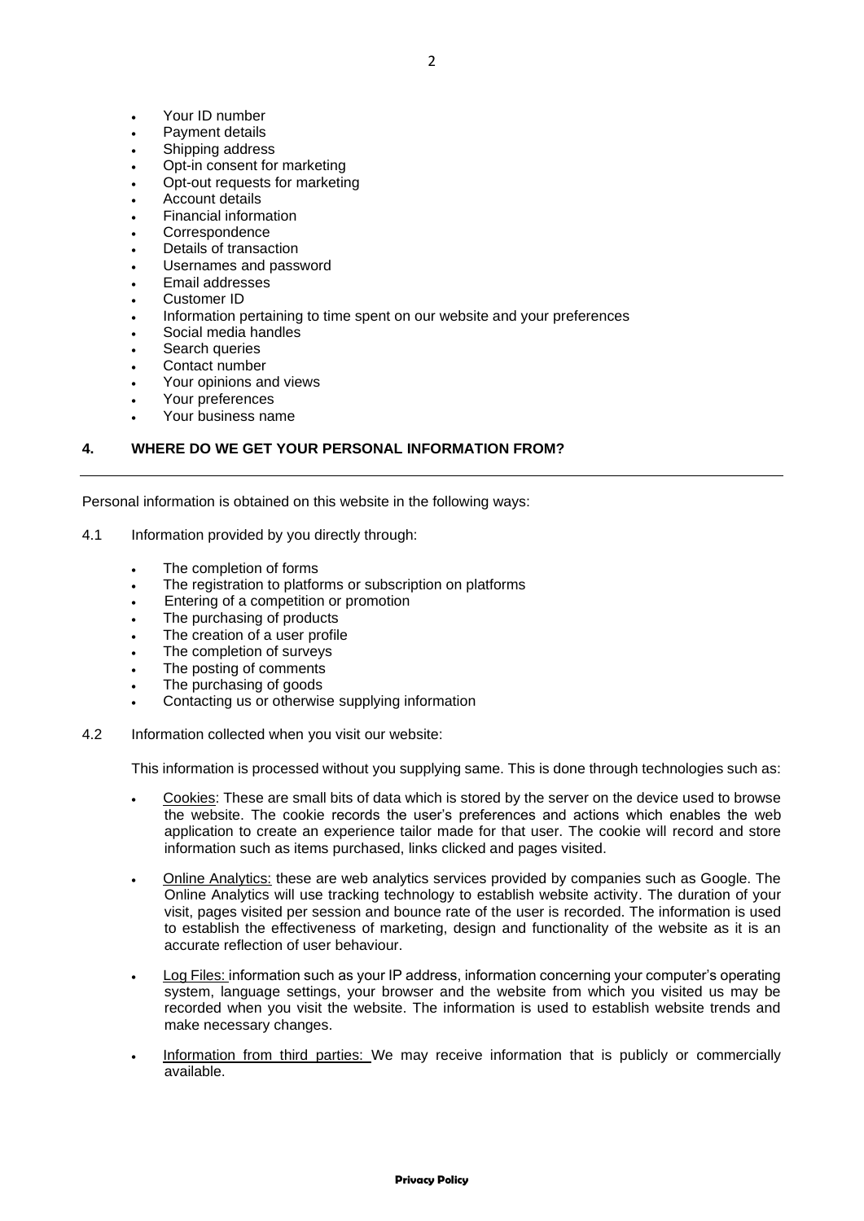- Your ID number
- Payment details
- Shipping address
- Opt-in consent for marketing
- Opt-out requests for marketing
- Account details
- Financial information
- Correspondence
- Details of transaction
- Usernames and password
- Email addresses
- Customer ID
- Information pertaining to time spent on our website and your preferences
- Social media handles
- Search queries
- Contact number
- Your opinions and views
- Your preferences
- Your business name

## 4. WHERE DO WE GET YOUR PERSONAL INFORMATION FROM?

Personal information is obtained on this website in the following ways:

4.1 Information provided by you directly through:

- The completion of forms
- The registration to platforms or subscription on platforms
- Entering of a competition or promotion
- The purchasing of products
- The creation of a user profile
- The completion of surveys
- The posting of comments
- The purchasing of goods
- Contacting us or otherwise supplying information

4.2 Information collected when you visit our website:

This information is processed without you supplying same. This is done through technologies such as:

- Cookies: These are small bits of data which is stored by the server on the device used to browse the website. The cookie records the user's preferences and actions which enables the web application to create an experience tailor made for that user. The cookie will record and store information such as items purchased, links clicked and pages visited.
- Online Analytics: these are web analytics services provided by companies such as Google. The Online Analytics will use tracking technology to establish website activity. The duration of your visit, pages visited per session and bounce rate of the user is recorded. The information is used to establish the effectiveness of marketing, design and functionality of the website as it is an accurate reflection of user behaviour.
- Log Files: information such as your IP address, information concerning your computer's operating system, language settings, your browser and the website from which you visited us may be recorded when you visit the website. The information is used to establish website trends and make necessary changes.
- Information from third parties: We may receive information that is publicly or commercially available.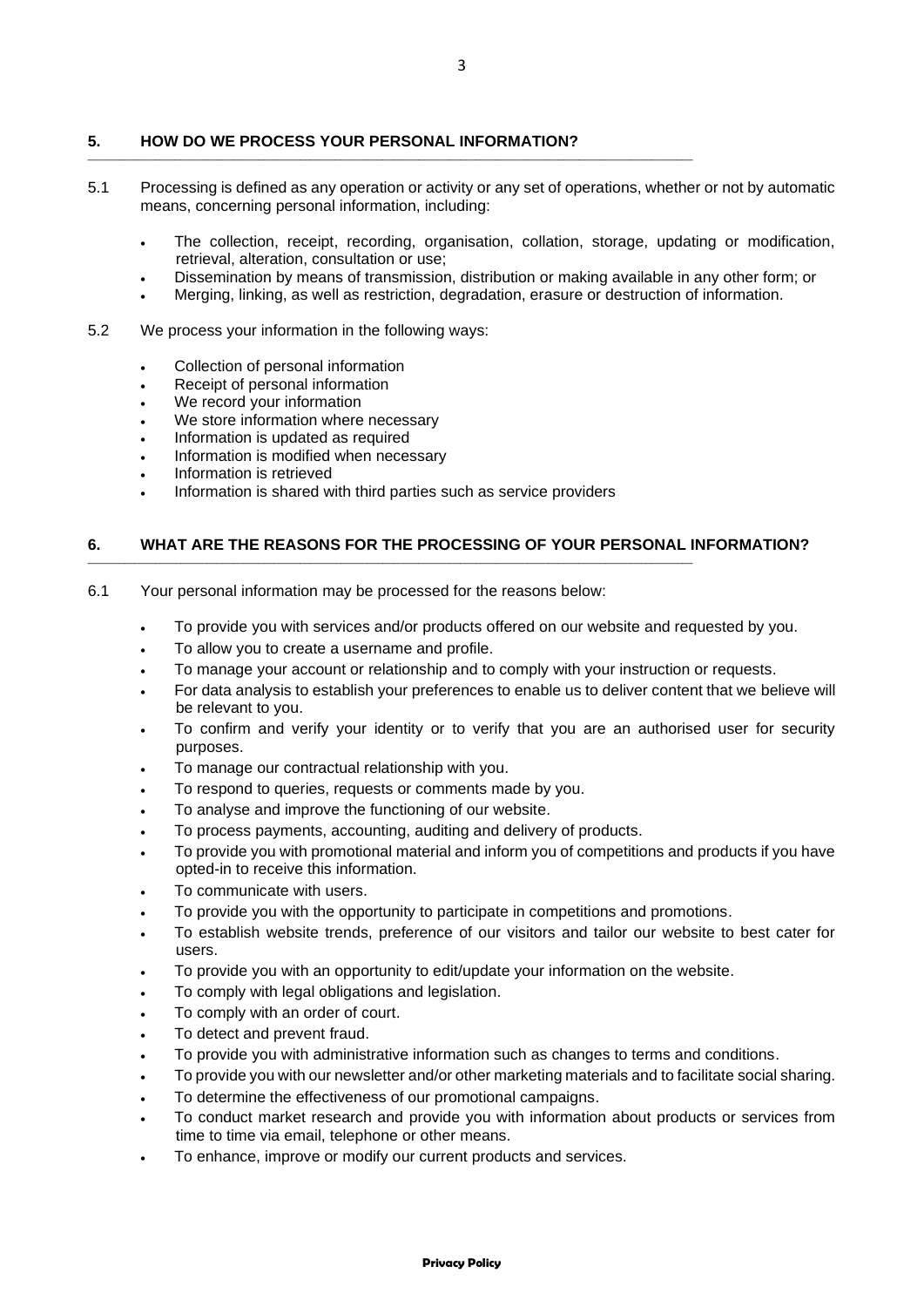## 5. HOW DO WE PROCESS YOUR PERSONAL INFORMATION?

5.1 Processing is defined as any operation or activity or any set of operations, whether or not by automatic means, concerning personal information, including:

- The collection, receipt, recording, organisation, collation, storage, updating or modification, retrieval, alteration, consultation or use;
- Dissemination by means of transmission, distribution or making available in any other form; or
- Merging, linking, as well as restriction, degradation, erasure or destruction of information.

5.2 We process your information in the following ways:

- Collection of personal information
- Receipt of personal information
- We record your information
- We store information where necessary
- Information is updated as required
- Information is modified when necessary
- Information is retrieved
- Information is shared with third parties such as service providers

## 6. WHAT ARE THE REASONS FOR THE PROCESSING OF YOUR PERSONAL INFORMATION?

6.1 Your personal information may be processed for the reasons below:

- To provide you with services and/or products offered on our website and requested by you.
- To allow you to create a username and profile.
- To manage your account or relationship and to comply with your instruction or requests.
- For data analysis to establish your preferences to enable us to deliver content that we believe will be relevant to you.
- To confirm and verify your identity or to verify that you are an authorised user for security purposes.
- To manage our contractual relationship with you.
- To respond to queries, requests or comments made by you.
- To analyse and improve the functioning of our website.
- To process payments, accounting, auditing and delivery of products.
- To provide you with promotional material and inform you of competitions and products if you have opted-in to receive this information.
- To communicate with users.
- To provide you with the opportunity to participate in competitions and promotions.
- To establish website trends, preference of our visitors and tailor our website to best cater for users.
- To provide you with an opportunity to edit/update your information on the website.
- To comply with legal obligations and legislation.
- To comply with an order of court.
- To detect and prevent fraud.
- To provide you with administrative information such as changes to terms and conditions.
- To provide you with our newsletter and/or other marketing materials and to facilitate social sharing.
- To determine the effectiveness of our promotional campaigns.
- To conduct market research and provide you with information about products or services from time to time via email, telephone or other means.
- To enhance, improve or modify our current products and services.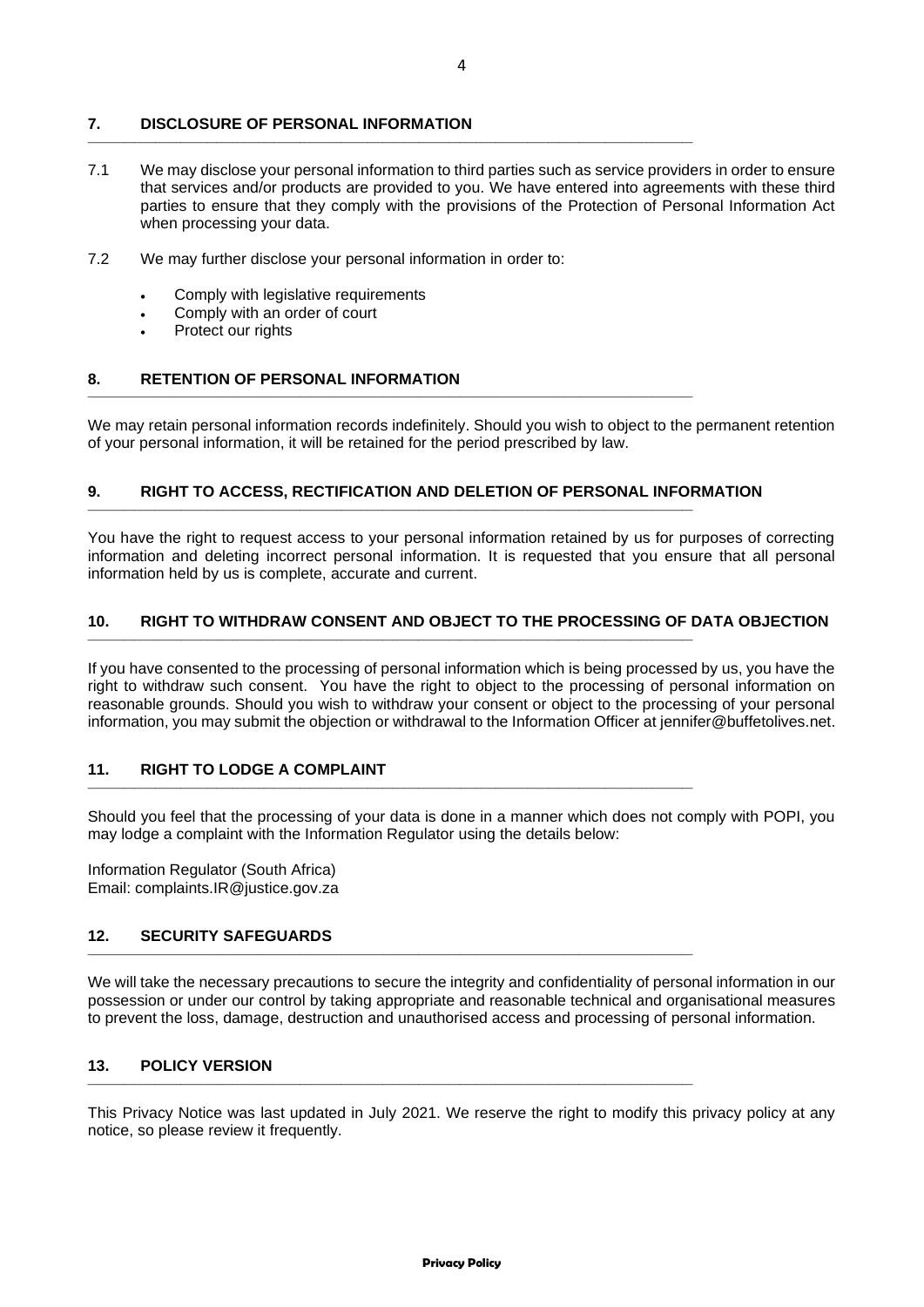## 7. DISCLOSURE OF PERSONAL INFORMATION

7.1 We may disclose your personal information to third parties such as service providers in order to ensure that services and/or products are provided to you. We have entered into agreements with these third parties to ensure that they comply with the provisions of the Protection of Personal Information Act when processing your data.

7.2 We may further disclose your personal information in order to:

- Comply with legislative requirements
- Comply with an order of court
- Protect our rights

## 8. RETENTION OF PERSONAL INFORMATION

We may retain personal information records indefinitely. Should you wish to object to the permanent retention of your personal information, it will be retained for the period prescribed by law.

## 9. RIGHT TO ACCESS, RECTIFICATION AND DELETION OF PERSONAL INFORMATION

You have the right to request access to your personal information retained by us for purposes of correcting information and deleting incorrect personal information. It is requested that you ensure that all personal information held by us is complete, accurate and current.

## 10. RIGHT TO WITHDRAW CONSENT AND OBJECT TO THE PROCESSING OF DATA OBJECTION

If you have consented to the processing of personal information which is being processed by us, you have the right to withdraw such consent. You have the right to object to the processing of personal information on reasonable grounds. Should you wish to withdraw your consent or object to the processing of your personal information, you may submit the objection or withdrawal to the Information Officer at jennifer@buffetolives.net.

## 11. RIGHT TO LODGE A COMPLAINT

Should you feel that the processing of your data is done in a manner which does not comply with POPI, you may lodge a complaint with the Information Regulator using the details below:

Information Regulator (South Africa)
Email: complaints.IR@justice.gov.za

## 12. SECURITY SAFEGUARDS

We will take the necessary precautions to secure the integrity and confidentiality of personal information in our possession or under our control by taking appropriate and reasonable technical and organisational measures to prevent the loss, damage, destruction and unauthorised access and processing of personal information.

## 13. POLICY VERSION

This Privacy Notice was last updated in July 2021. We reserve the right to modify this privacy policy at any notice, so please review it frequently.